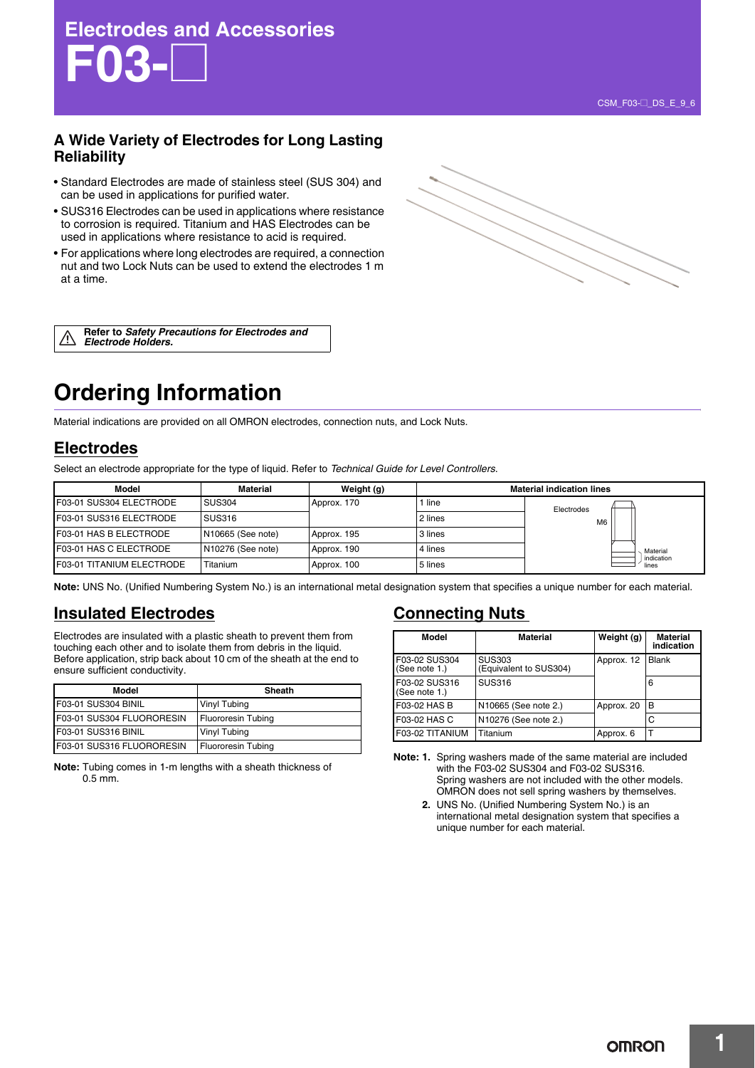# Electrodes and Accessories
# F03-□

## A Wide Variety of Electrodes for Long Lasting Reliability

- Standard Electrodes are made of stainless steel (SUS 304) and can be used in applications for purified water.
- SUS316 Electrodes can be used in applications where resistance to corrosion is required. Titanium and HAS Electrodes can be used in applications where resistance to acid is required.
- For applications where long electrodes are required, a connection nut and two Lock Nuts can be used to extend the electrodes 1 m at a time.

Refer to ***Safety Precautions for Electrodes and Electrode Holders.***

# Ordering Information

Material indications are provided on all OMRON electrodes, connection nuts, and Lock Nuts.

## Electrodes

Select an electrode appropriate for the type of liquid. Refer to *Technical Guide for Level Controllers*.

| Model | Material | Weight (g) | Material indication lines |
|---|---|---|---|
| F03-01 SUS304 ELECTRODE | SUS304 | Approx. 170 | 1 line |
| F03-01 SUS316 ELECTRODE | SUS316 | | 2 lines |
| F03-01 HAS B ELECTRODE | N10665 (See note) | Approx. 195 | 3 lines |
| F03-01 HAS C ELECTRODE | N10276 (See note) | Approx. 190 | 4 lines |
| F03-01 TITANIUM ELECTRODE | Titanium | Approx. 100 | 5 lines |

(Diagram labels: Electrodes, M6, Material indication lines)

**Note:** UNS No. (Unified Numbering System No.) is an international metal designation system that specifies a unique number for each material.

## Insulated Electrodes

Electrodes are insulated with a plastic sheath to prevent them from touching each other and to isolate them from debris in the liquid. Before application, strip back about 10 cm of the sheath at the end to ensure sufficient conductivity.

| Model | Sheath |
|---|---|
| F03-01 SUS304 BINIL | Vinyl Tubing |
| F03-01 SUS304 FLUORORESIN | Fluororesin Tubing |
| F03-01 SUS316 BINIL | Vinyl Tubing |
| F03-01 SUS316 FLUORORESIN | Fluororesin Tubing |

**Note:** Tubing comes in 1-m lengths with a sheath thickness of 0.5 mm.

## Connecting Nuts

| Model | Material | Weight (g) | Material indication |
|---|---|---|---|
| F03-02 SUS304 (See note 1.) | SUS303 (Equivalent to SUS304) | Approx. 12 | Blank |
| F03-02 SUS316 (See note 1.) | SUS316 | | 6 |
| F03-02 HAS B | N10665 (See note 2.) | Approx. 20 | B |
| F03-02 HAS C | N10276 (See note 2.) | | C |
| F03-02 TITANIUM | Titanium | Approx. 6 | T |

**Note: 1.** Spring washers made of the same material are included with the F03-02 SUS304 and F03-02 SUS316. Spring washers are not included with the other models. OMRON does not sell spring washers by themselves.

**2.** UNS No. (Unified Numbering System No.) is an international metal designation system that specifies a unique number for each material.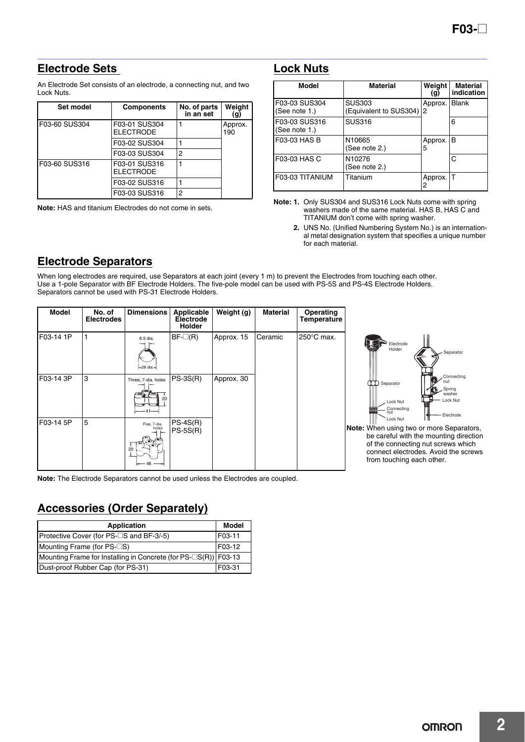## Electrode Sets

An Electrode Set consists of an electrode, a connecting nut, and two Lock Nuts.

| Set model | Components | No. of parts in an set | Weight (g) |
|---|---|---|---|
| F03-60 SUS304 | F03-01 SUS304 ELECTRODE | 1 | Approx. 190 |
| | F03-02 SUS304 | 1 | |
| | F03-03 SUS304 | 2 | |
| F03-60 SUS316 | F03-01 SUS316 ELECTRODE | 1 | |
| | F03-02 SUS316 | 1 | |
| | F03-03 SUS316 | 2 | |

**Note:** HAS and titanium Electrodes do not come in sets.

## Lock Nuts

| Model | Material | Weight (g) | Material indication |
|---|---|---|---|
| F03-03 SUS304 (See note 1.) | SUS303 (Equivalent to SUS304) | Approx. 2 | Blank |
| F03-03 SUS316 (See note 1.) | SUS316 | | 6 |
| F03-03 HAS B | N10665 (See note 2.) | Approx. 5 | B |
| F03-03 HAS C | N10276 (See note 2.) | | C |
| F03-03 TITANIUM | Titanium | Approx. 2 | T |

**Note: 1.** Only SUS304 and SUS316 Lock Nuts come with spring washers made of the same material. HAS B, HAS C and TITANIUM don't come with spring washer.

**2.** UNS No. (Unified Numbering System No.) is an international metal designation system that specifies a unique number for each material.

## Electrode Separators

When long electrodes are required, use Separators at each joint (every 1 m) to prevent the Electrodes from touching each other. Use a 1-pole Separator with BF Electrode Holders. The five-pole model can be used with PS-5S and PS-4S Electrode Holders. Separators cannot be used with PS-31 Electrode Holders.

| Model | No. of Electrodes | Dimensions | Applicable Electrode Holder | Weight (g) | Material | Operating Temperature |
|---|---|---|---|---|---|---|
| F03-14 1P | 1 | 6.5 dia., 28 dia. | BF-□(R) | Approx. 15 | Ceramic | 250°C max. |
| F03-14 3P | 3 | Three, 7-dia. holes, 20, 41 | PS-3S(R) | Approx. 30 | | |
| F03-14 5P | 5 | Five, 7-dia. holes, 20, 46 | PS-4S(R) PS-5S(R) | | | |

Electrode Holder, Separator, Lock Nut, Connecting nut, Lock Nut, Separator, Connecting nut, Spring washer, Lock Nut, Electrode

**Note:** When using two or more Separators, be careful with the mounting direction of the connecting nut screws which connect electrodes. Avoid the screws from touching each other.

**Note:** The Electrode Separators cannot be used unless the Electrodes are coupled.

## Accessories (Order Separately)

| Application | Model |
|---|---|
| Protective Cover (for PS-□S and BF-3/-5) | F03-11 |
| Mounting Frame (for PS-□S) | F03-12 |
| Mounting Frame for Installing in Concrete (for PS-□S(R)) | F03-13 |
| Dust-proof Rubber Cap (for PS-31) | F03-31 |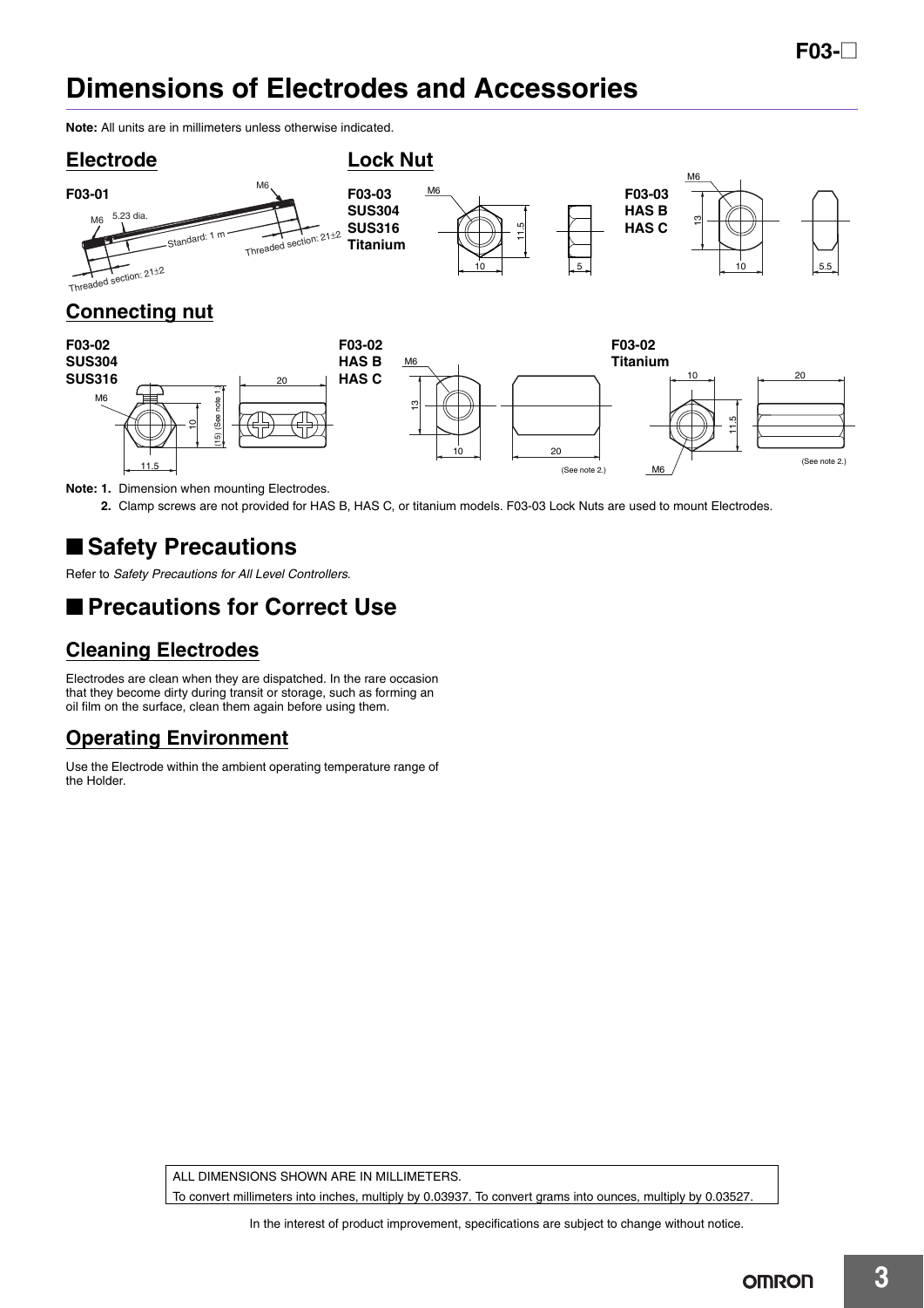# Dimensions of Electrodes and Accessories

**Note:** All units are in millimeters unless otherwise indicated.

## Electrode

**F03-01**

M6, 5.23 dia., Standard: 1 m, M6, Threaded section: 21±2, Threaded section: 21±2

## Lock Nut

**F03-03 SUS304 SUS316 Titanium**

M6, 10, 11.5, 5

**F03-03 HAS B HAS C**

M6, 13, 10, 5.5

## Connecting nut

**F03-02 SUS304 SUS316**

M6, 11.5, 10, (15) (See note 1.), 20

**F03-02 HAS B HAS C**

M6, 13, 10, 20 (See note 2.)

**F03-02 Titanium**

10, 11.5, M6, 20 (See note 2.)

**Note: 1.** Dimension when mounting Electrodes.

**2.** Clamp screws are not provided for HAS B, HAS C, or titanium models. F03-03 Lock Nuts are used to mount Electrodes.

## ■ Safety Precautions

Refer to *Safety Precautions for All Level Controllers*.

## ■ Precautions for Correct Use

### Cleaning Electrodes

Electrodes are clean when they are dispatched. In the rare occasion that they become dirty during transit or storage, such as forming an oil film on the surface, clean them again before using them.

### Operating Environment

Use the Electrode within the ambient operating temperature range of the Holder.

ALL DIMENSIONS SHOWN ARE IN MILLIMETERS.

To convert millimeters into inches, multiply by 0.03937. To convert grams into ounces, multiply by 0.03527.

In the interest of product improvement, specifications are subject to change without notice.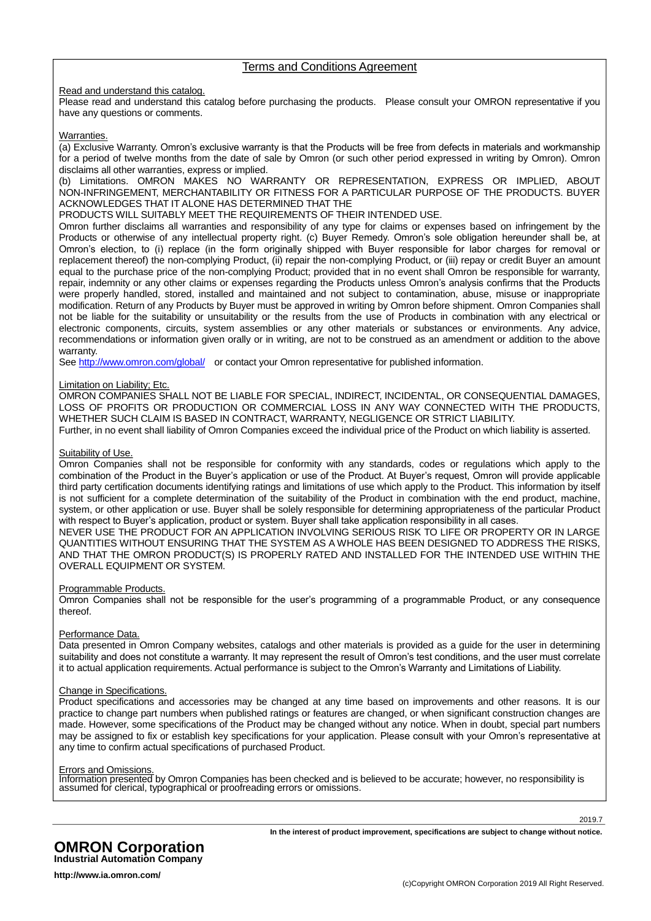## Terms and Conditions Agreement

Read and understand this catalog.

Please read and understand this catalog before purchasing the products. Please consult your OMRON representative if you have any questions or comments.

Warranties.

(a) Exclusive Warranty. Omron's exclusive warranty is that the Products will be free from defects in materials and workmanship for a period of twelve months from the date of sale by Omron (or such other period expressed in writing by Omron). Omron disclaims all other warranties, express or implied.

(b) Limitations. OMRON MAKES NO WARRANTY OR REPRESENTATION, EXPRESS OR IMPLIED, ABOUT NON-INFRINGEMENT, MERCHANTABILITY OR FITNESS FOR A PARTICULAR PURPOSE OF THE PRODUCTS. BUYER ACKNOWLEDGES THAT IT ALONE HAS DETERMINED THAT THE PRODUCTS WILL SUITABLY MEET THE REQUIREMENTS OF THEIR INTENDED USE.

Omron further disclaims all warranties and responsibility of any type for claims or expenses based on infringement by the Products or otherwise of any intellectual property right. (c) Buyer Remedy. Omron's sole obligation hereunder shall be, at Omron's election, to (i) replace (in the form originally shipped with Buyer responsible for labor charges for removal or replacement thereof) the non-complying Product, (ii) repair the non-complying Product, or (iii) repay or credit Buyer an amount equal to the purchase price of the non-complying Product; provided that in no event shall Omron be responsible for warranty, repair, indemnity or any other claims or expenses regarding the Products unless Omron's analysis confirms that the Products were properly handled, stored, installed and maintained and not subject to contamination, abuse, misuse or inappropriate modification. Return of any Products by Buyer must be approved in writing by Omron before shipment. Omron Companies shall not be liable for the suitability or unsuitability or the results from the use of Products in combination with any electrical or electronic components, circuits, system assemblies or any other materials or substances or environments. Any advice, recommendations or information given orally or in writing, are not to be construed as an amendment or addition to the above warranty.

See http://www.omron.com/global/ or contact your Omron representative for published information.

Limitation on Liability; Etc.

OMRON COMPANIES SHALL NOT BE LIABLE FOR SPECIAL, INDIRECT, INCIDENTAL, OR CONSEQUENTIAL DAMAGES, LOSS OF PROFITS OR PRODUCTION OR COMMERCIAL LOSS IN ANY WAY CONNECTED WITH THE PRODUCTS, WHETHER SUCH CLAIM IS BASED IN CONTRACT, WARRANTY, NEGLIGENCE OR STRICT LIABILITY.

Further, in no event shall liability of Omron Companies exceed the individual price of the Product on which liability is asserted.

Suitability of Use.

Omron Companies shall not be responsible for conformity with any standards, codes or regulations which apply to the combination of the Product in the Buyer's application or use of the Product. At Buyer's request, Omron will provide applicable third party certification documents identifying ratings and limitations of use which apply to the Product. This information by itself is not sufficient for a complete determination of the suitability of the Product in combination with the end product, machine, system, or other application or use. Buyer shall be solely responsible for determining appropriateness of the particular Product with respect to Buyer's application, product or system. Buyer shall take application responsibility in all cases.

NEVER USE THE PRODUCT FOR AN APPLICATION INVOLVING SERIOUS RISK TO LIFE OR PROPERTY OR IN LARGE QUANTITIES WITHOUT ENSURING THAT THE SYSTEM AS A WHOLE HAS BEEN DESIGNED TO ADDRESS THE RISKS, AND THAT THE OMRON PRODUCT(S) IS PROPERLY RATED AND INSTALLED FOR THE INTENDED USE WITHIN THE OVERALL EQUIPMENT OR SYSTEM.

Programmable Products.

Omron Companies shall not be responsible for the user's programming of a programmable Product, or any consequence thereof.

Performance Data.

Data presented in Omron Company websites, catalogs and other materials is provided as a guide for the user in determining suitability and does not constitute a warranty. It may represent the result of Omron's test conditions, and the user must correlate it to actual application requirements. Actual performance is subject to the Omron's Warranty and Limitations of Liability.

Change in Specifications.

Product specifications and accessories may be changed at any time based on improvements and other reasons. It is our practice to change part numbers when published ratings or features are changed, or when significant construction changes are made. However, some specifications of the Product may be changed without any notice. When in doubt, special part numbers may be assigned to fix or establish key specifications for your application. Please consult with your Omron's representative at any time to confirm actual specifications of purchased Product.

Errors and Omissions.

Information presented by Omron Companies has been checked and is believed to be accurate; however, no responsibility is assumed for clerical, typographical or proofreading errors or omissions.

2019.7

**In the interest of product improvement, specifications are subject to change without notice.**

**OMRON Corporation**
**Industrial Automation Company**

**http://www.ia.omron.com/**

(c)Copyright OMRON Corporation 2019 All Right Reserved.